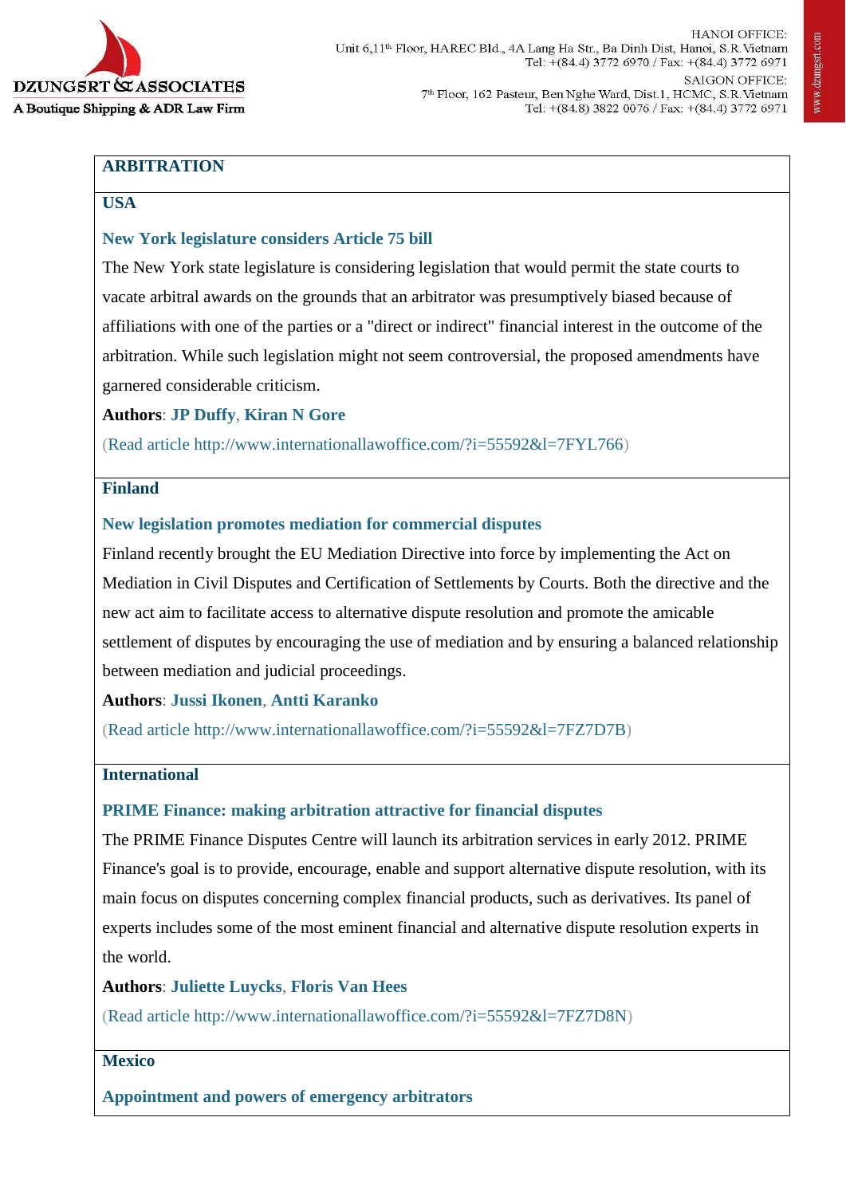# ARBITRATION

## USA

### New York legislature considers Article 75 bill

The New York state legislature is considering legislation that would permit the state courts to vacate arbitral awards on the grounds that an arbitrator was presumptively biased because of affiliations with one of the parties or a "direct or indirect" financial interest in the outcome of the arbitration. While such legislation might not seem controversial, the proposed amendments have garnered considerable criticism.

**Authors**: **JP Duffy**, **Kiran N Gore**

(Read article http://www.internationallawoffice.com/?i=55592&l=7FYL766)

## Finland

### New legislation promotes mediation for commercial disputes

Finland recently brought the EU Mediation Directive into force by implementing the Act on Mediation in Civil Disputes and Certification of Settlements by Courts. Both the directive and the new act aim to facilitate access to alternative dispute resolution and promote the amicable settlement of disputes by encouraging the use of mediation and by ensuring a balanced relationship between mediation and judicial proceedings.

**Authors**: **Jussi Ikonen**, **Antti Karanko**

(Read article http://www.internationallawoffice.com/?i=55592&l=7FZ7D7B)

## International

### PRIME Finance: making arbitration attractive for financial disputes

The PRIME Finance Disputes Centre will launch its arbitration services in early 2012. PRIME Finance's goal is to provide, encourage, enable and support alternative dispute resolution, with its main focus on disputes concerning complex financial products, such as derivatives. Its panel of experts includes some of the most eminent financial and alternative dispute resolution experts in the world.

**Authors**: **Juliette Luycks**, **Floris Van Hees**

(Read article http://www.internationallawoffice.com/?i=55592&l=7FZ7D8N)

## Mexico

### Appointment and powers of emergency arbitrators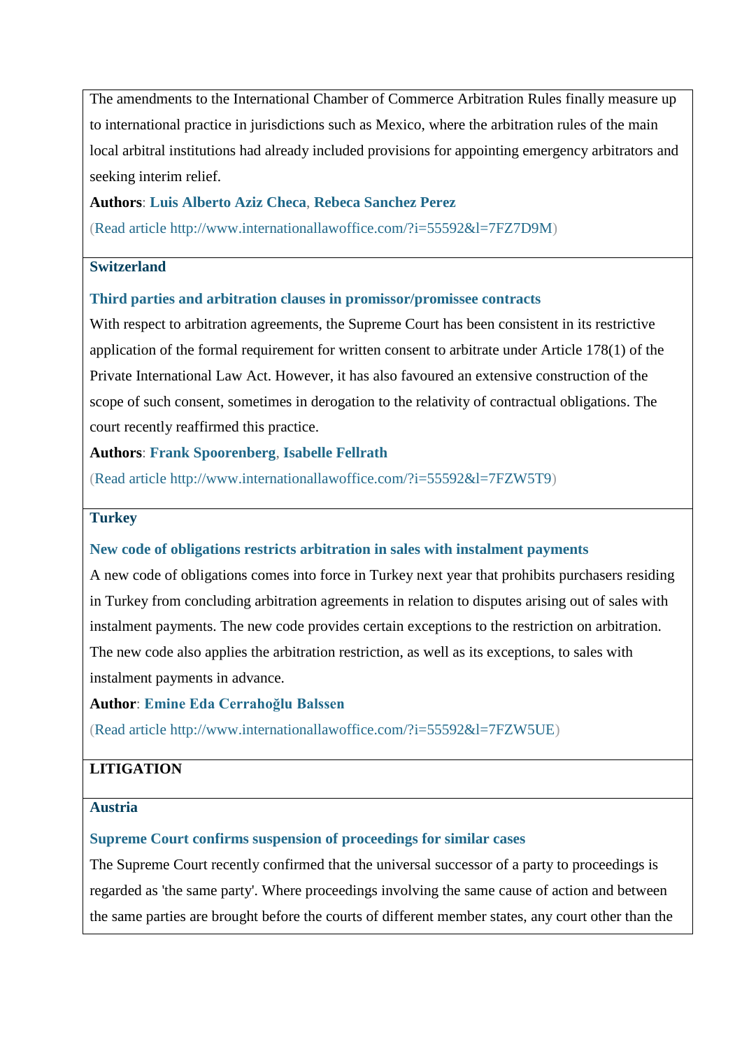The amendments to the International Chamber of Commerce Arbitration Rules finally measure up to international practice in jurisdictions such as Mexico, where the arbitration rules of the main local arbitral institutions had already included provisions for appointing emergency arbitrators and seeking interim relief.

**Authors**: **Luis Alberto Aziz Checa**, **Rebeca Sanchez Perez**

(Read article http://www.internationallawoffice.com/?i=55592&l=7FZ7D9M)

### Switzerland

**Third parties and arbitration clauses in promissor/promissee contracts**

With respect to arbitration agreements, the Supreme Court has been consistent in its restrictive application of the formal requirement for written consent to arbitrate under Article 178(1) of the Private International Law Act. However, it has also favoured an extensive construction of the scope of such consent, sometimes in derogation to the relativity of contractual obligations. The court recently reaffirmed this practice.

**Authors**: **Frank Spoorenberg**, **Isabelle Fellrath**

(Read article http://www.internationallawoffice.com/?i=55592&l=7FZW5T9)

### Turkey

**New code of obligations restricts arbitration in sales with instalment payments**

A new code of obligations comes into force in Turkey next year that prohibits purchasers residing in Turkey from concluding arbitration agreements in relation to disputes arising out of sales with instalment payments. The new code provides certain exceptions to the restriction on arbitration. The new code also applies the arbitration restriction, as well as its exceptions, to sales with instalment payments in advance.

**Author**: **Emine Eda Cerrahoğlu Balssen**

(Read article http://www.internationallawoffice.com/?i=55592&l=7FZW5UE)

## LITIGATION

### Austria

**Supreme Court confirms suspension of proceedings for similar cases**

The Supreme Court recently confirmed that the universal successor of a party to proceedings is regarded as 'the same party'. Where proceedings involving the same cause of action and between the same parties are brought before the courts of different member states, any court other than the